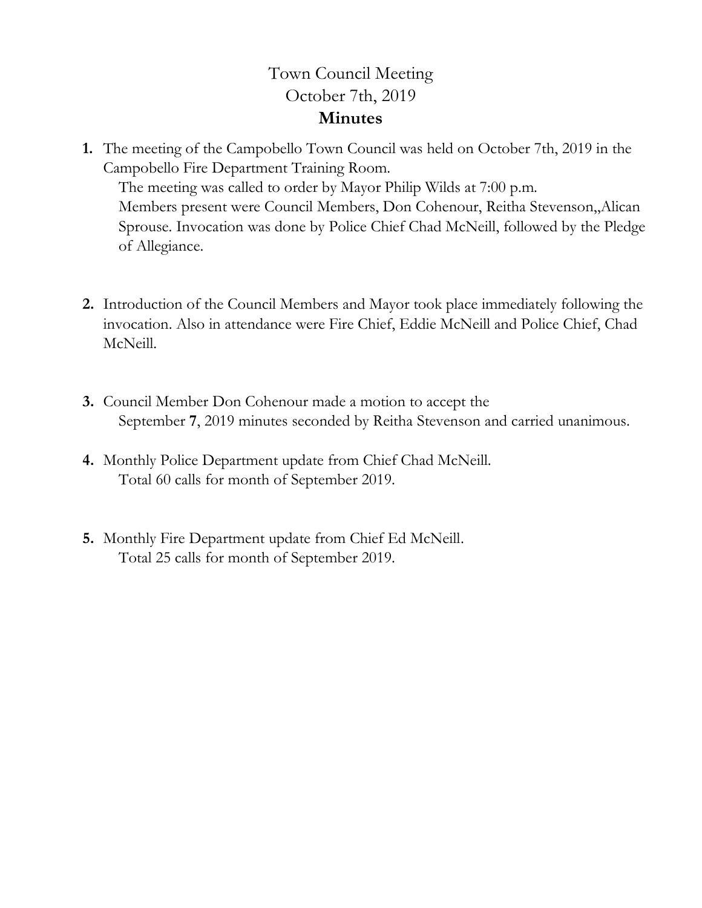# Town Council Meeting
## October 7th, 2019
## **Minutes**

1. The meeting of the Campobello Town Council was held on October 7th, 2019 in the Campobello Fire Department Training Room.
   The meeting was called to order by Mayor Philip Wilds at 7:00 p.m.
   Members present were Council Members, Don Cohenour, Reitha Stevenson,,Alican Sprouse. Invocation was done by Police Chief Chad McNeill, followed by the Pledge of Allegiance.

2. Introduction of the Council Members and Mayor took place immediately following the invocation. Also in attendance were Fire Chief, Eddie McNeill and Police Chief, Chad McNeill.

3. Council Member Don Cohenour made a motion to accept the
   September **7**, 2019 minutes seconded by Reitha Stevenson and carried unanimous.

4. Monthly Police Department update from Chief Chad McNeill.
   Total 60 calls for month of September 2019.

5. Monthly Fire Department update from Chief Ed McNeill.
   Total 25 calls for month of September 2019.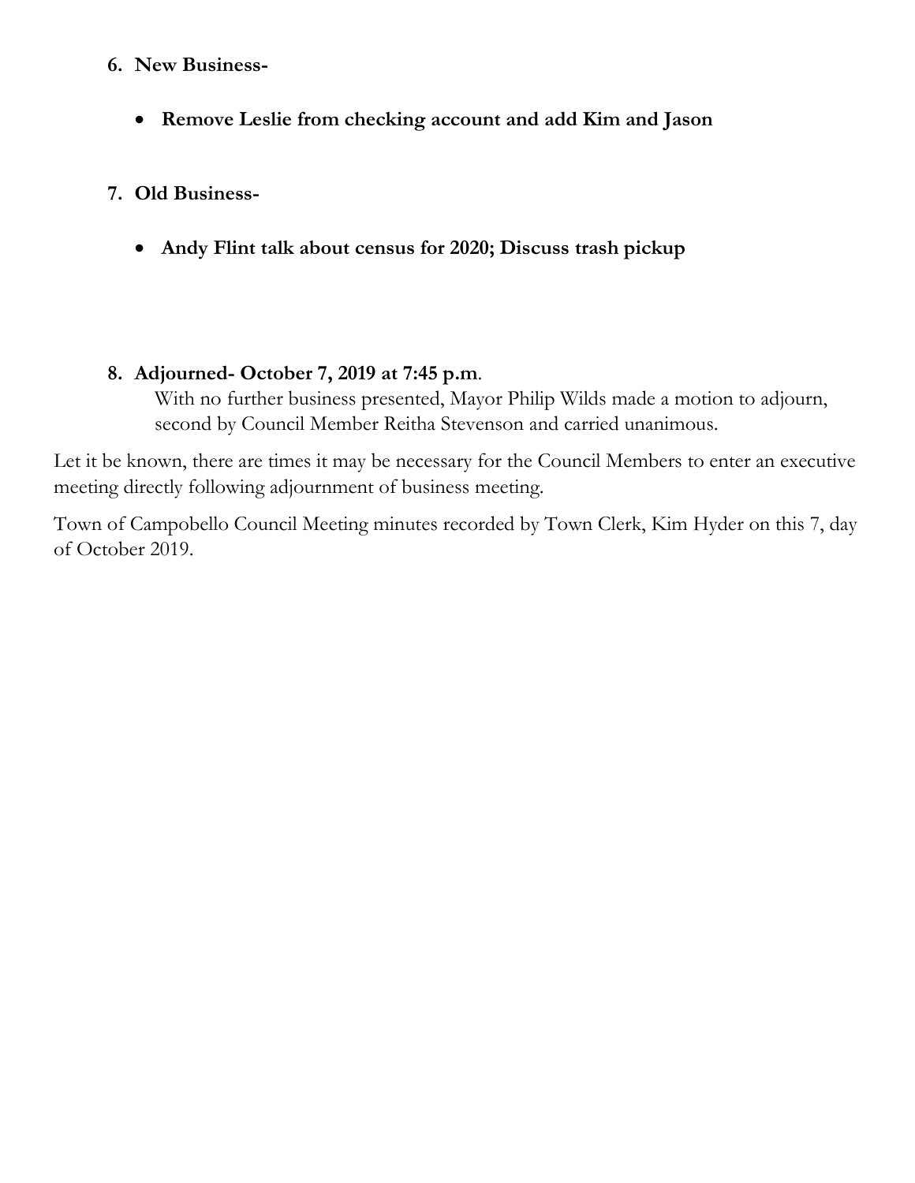6. **New Business-**

   - **Remove Leslie from checking account and add Kim and Jason**

7. **Old Business-**

   - **Andy Flint talk about census for 2020; Discuss trash pickup**

8. **Adjourned- October 7, 2019 at 7:45 p.m**.
   With no further business presented, Mayor Philip Wilds made a motion to adjourn, second by Council Member Reitha Stevenson and carried unanimous.

Let it be known, there are times it may be necessary for the Council Members to enter an executive meeting directly following adjournment of business meeting.

Town of Campobello Council Meeting minutes recorded by Town Clerk, Kim Hyder on this 7, day of October 2019.